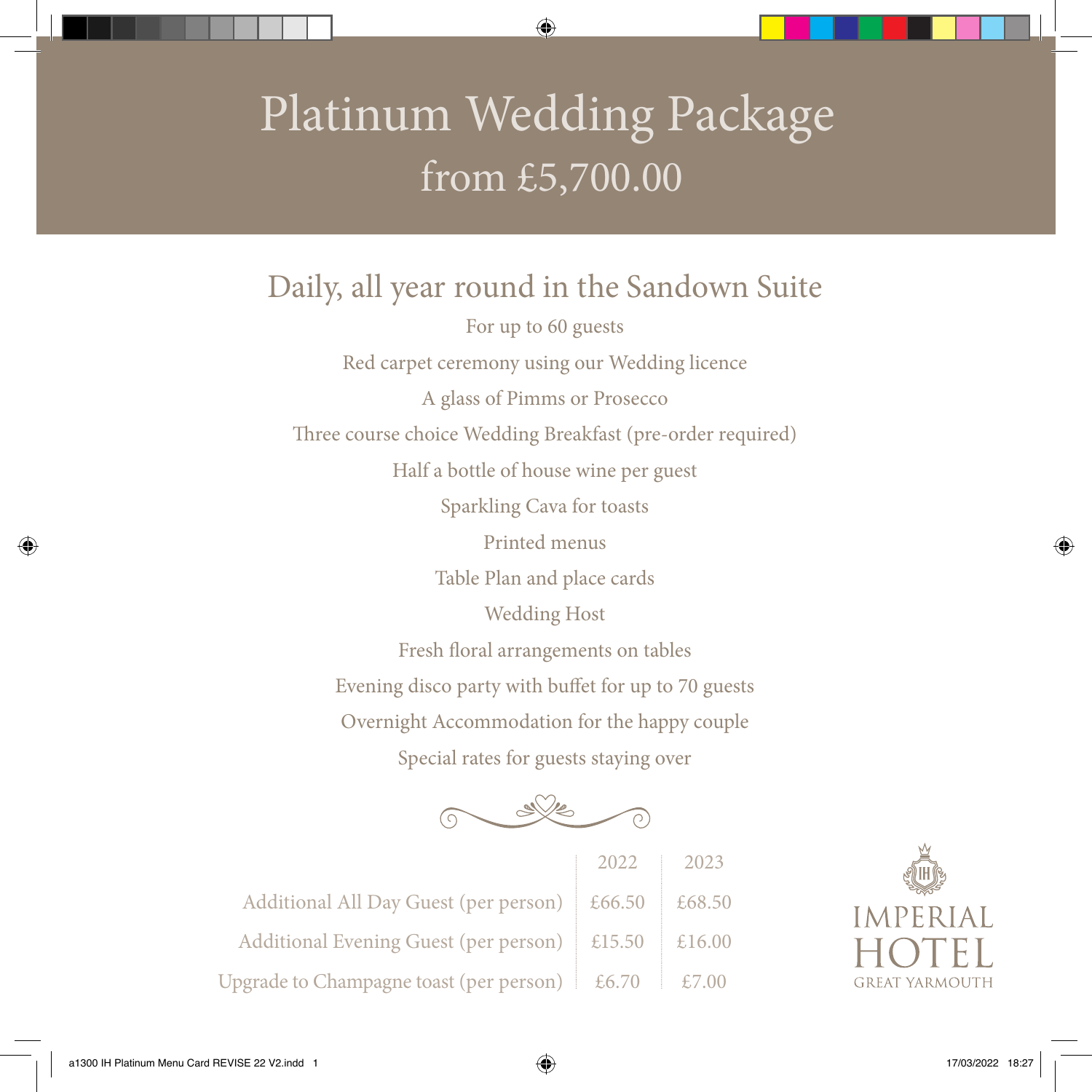# Platinum Wedding Package
## from £5,700.00

## Daily, all year round in the Sandown Suite

For up to 60 guests

Red carpet ceremony using our Wedding licence

A glass of Pimms or Prosecco

Three course choice Wedding Breakfast (pre-order required)

Half a bottle of house wine per guest

Sparkling Cava for toasts

Printed menus

Table Plan and place cards

Wedding Host

Fresh floral arrangements on tables

Evening disco party with buffet for up to 70 guests

Overnight Accommodation for the happy couple

Special rates for guests staying over

| | 2022 | 2023 |
|---|---|---|
| Additional All Day Guest (per person) | £66.50 | £68.50 |
| Additional Evening Guest (per person) | £15.50 | £16.00 |
| Upgrade to Champagne toast (per person) | £6.70 | £7.00 |

IMPERIAL HOTEL
GREAT YARMOUTH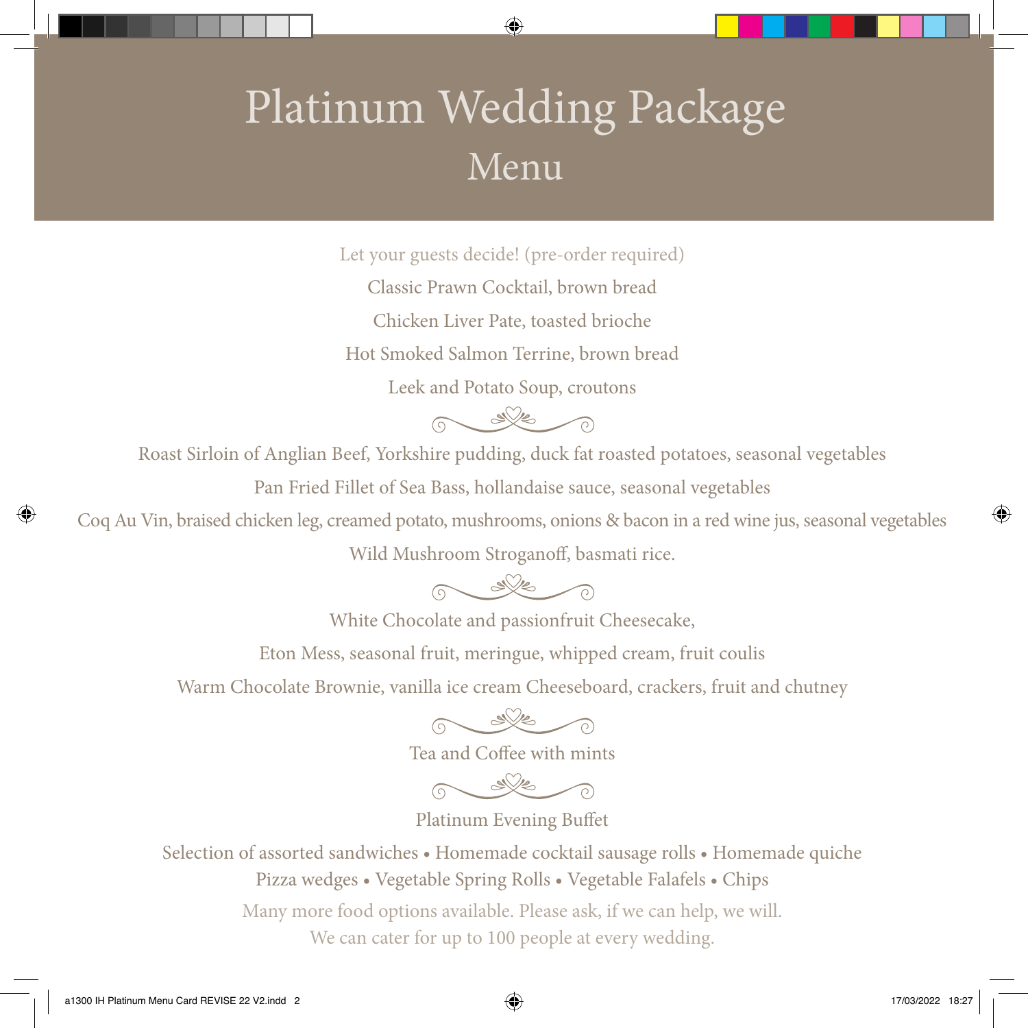# Platinum Wedding Package
## Menu

Let your guests decide! (pre-order required)

Classic Prawn Cocktail, brown bread

Chicken Liver Pate, toasted brioche

Hot Smoked Salmon Terrine, brown bread

Leek and Potato Soup, croutons

Roast Sirloin of Anglian Beef, Yorkshire pudding, duck fat roasted potatoes, seasonal vegetables

Pan Fried Fillet of Sea Bass, hollandaise sauce, seasonal vegetables

Coq Au Vin, braised chicken leg, creamed potato, mushrooms, onions & bacon in a red wine jus, seasonal vegetables

Wild Mushroom Stroganoff, basmati rice.

White Chocolate and passionfruit Cheesecake,

Eton Mess, seasonal fruit, meringue, whipped cream, fruit coulis

Warm Chocolate Brownie, vanilla ice cream Cheeseboard, crackers, fruit and chutney

Tea and Coffee with mints

Platinum Evening Buffet

Selection of assorted sandwiches • Homemade cocktail sausage rolls • Homemade quiche
Pizza wedges • Vegetable Spring Rolls • Vegetable Falafels • Chips

Many more food options available. Please ask, if we can help, we will.
We can cater for up to 100 people at every wedding.